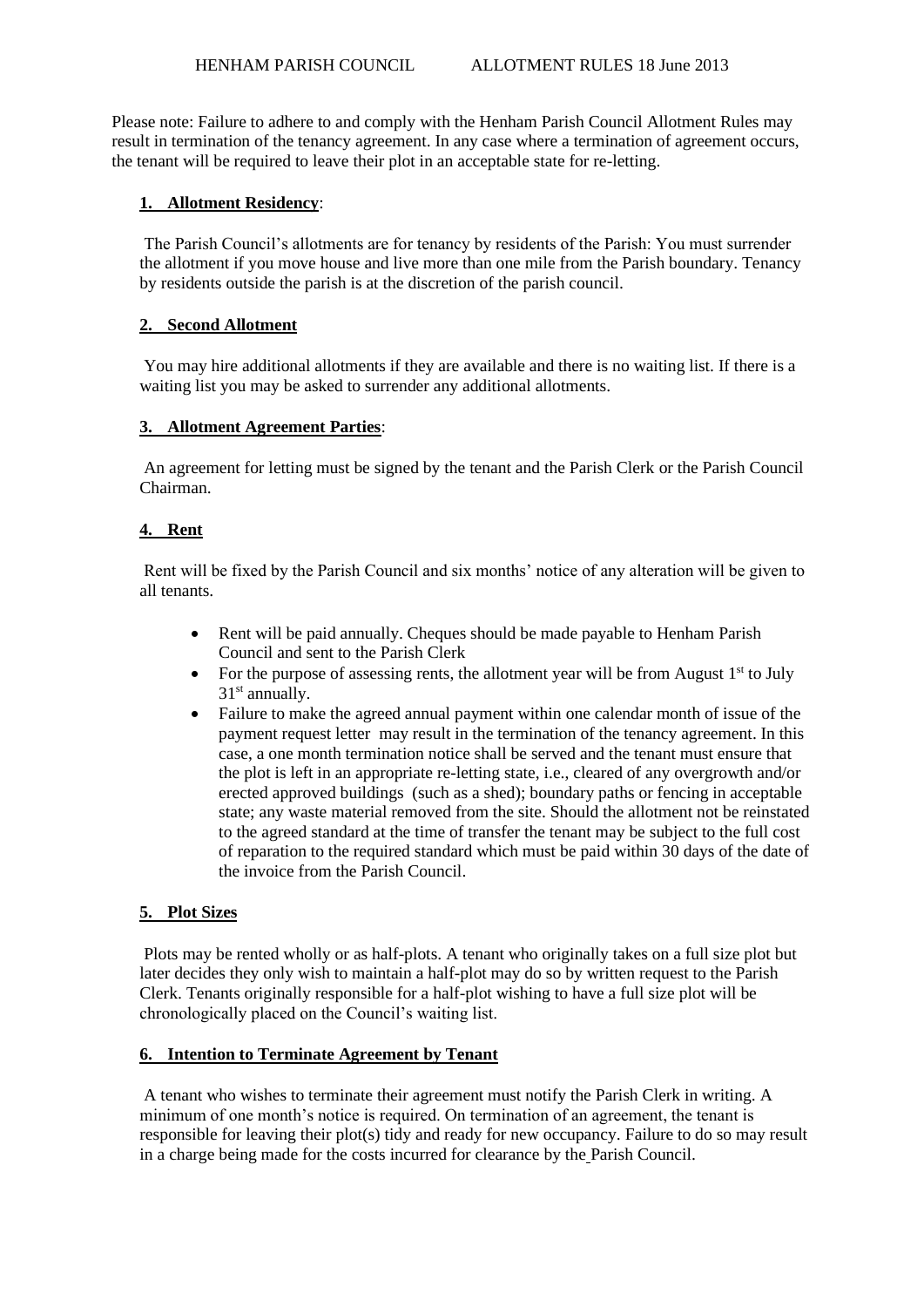HENHAM PARISH COUNCIL ALLOTMENT RULES 18 June 2013

Please note: Failure to adhere to and comply with the Henham Parish Council Allotment Rules may result in termination of the tenancy agreement. In any case where a termination of agreement occurs, the tenant will be required to leave their plot in an acceptable state for re-letting.

## 1. Allotment Residency:

The Parish Council's allotments are for tenancy by residents of the Parish: You must surrender the allotment if you move house and live more than one mile from the Parish boundary. Tenancy by residents outside the parish is at the discretion of the parish council.

## 2. Second Allotment

You may hire additional allotments if they are available and there is no waiting list. If there is a waiting list you may be asked to surrender any additional allotments.

## 3. Allotment Agreement Parties:

An agreement for letting must be signed by the tenant and the Parish Clerk or the Parish Council Chairman.

## 4. Rent

Rent will be fixed by the Parish Council and six months' notice of any alteration will be given to all tenants.

- Rent will be paid annually. Cheques should be made payable to Henham Parish Council and sent to the Parish Clerk
- For the purpose of assessing rents, the allotment year will be from August 1st to July 31st annually.
- Failure to make the agreed annual payment within one calendar month of issue of the payment request letter may result in the termination of the tenancy agreement. In this case, a one month termination notice shall be served and the tenant must ensure that the plot is left in an appropriate re-letting state, i.e., cleared of any overgrowth and/or erected approved buildings (such as a shed); boundary paths or fencing in acceptable state; any waste material removed from the site. Should the allotment not be reinstated to the agreed standard at the time of transfer the tenant may be subject to the full cost of reparation to the required standard which must be paid within 30 days of the date of the invoice from the Parish Council.

## 5. Plot Sizes

Plots may be rented wholly or as half-plots. A tenant who originally takes on a full size plot but later decides they only wish to maintain a half-plot may do so by written request to the Parish Clerk. Tenants originally responsible for a half-plot wishing to have a full size plot will be chronologically placed on the Council's waiting list.

## 6. Intention to Terminate Agreement by Tenant

A tenant who wishes to terminate their agreement must notify the Parish Clerk in writing. A minimum of one month's notice is required. On termination of an agreement, the tenant is responsible for leaving their plot(s) tidy and ready for new occupancy. Failure to do so may result in a charge being made for the costs incurred for clearance by the Parish Council.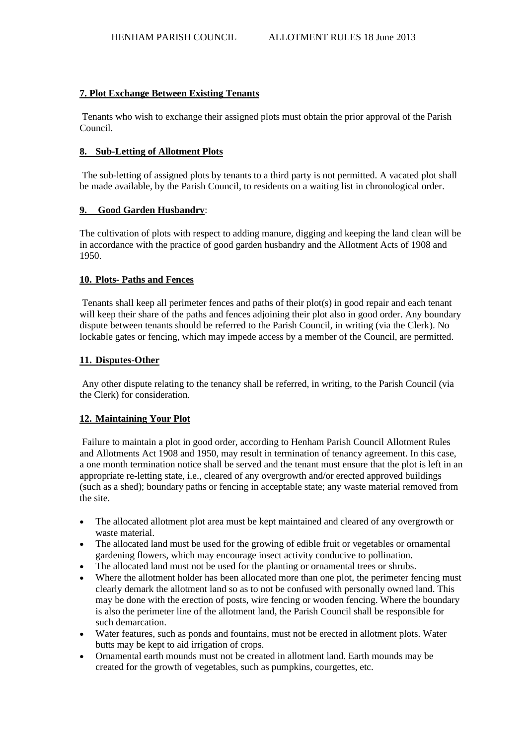### 7. Plot Exchange Between Existing Tenants

Tenants who wish to exchange their assigned plots must obtain the prior approval of the Parish Council.

### 8. Sub-Letting of Allotment Plots

The sub-letting of assigned plots by tenants to a third party is not permitted. A vacated plot shall be made available, by the Parish Council, to residents on a waiting list in chronological order.

### 9. Good Garden Husbandry:

The cultivation of plots with respect to adding manure, digging and keeping the land clean will be in accordance with the practice of good garden husbandry and the Allotment Acts of 1908 and 1950.

### 10. Plots- Paths and Fences

Tenants shall keep all perimeter fences and paths of their plot(s) in good repair and each tenant will keep their share of the paths and fences adjoining their plot also in good order. Any boundary dispute between tenants should be referred to the Parish Council, in writing (via the Clerk). No lockable gates or fencing, which may impede access by a member of the Council, are permitted.

### 11. Disputes-Other

Any other dispute relating to the tenancy shall be referred, in writing, to the Parish Council (via the Clerk) for consideration.

### 12. Maintaining Your Plot

Failure to maintain a plot in good order, according to Henham Parish Council Allotment Rules and Allotments Act 1908 and 1950, may result in termination of tenancy agreement. In this case, a one month termination notice shall be served and the tenant must ensure that the plot is left in an appropriate re-letting state, i.e., cleared of any overgrowth and/or erected approved buildings (such as a shed); boundary paths or fencing in acceptable state; any waste material removed from the site.

- The allocated allotment plot area must be kept maintained and cleared of any overgrowth or waste material.
- The allocated land must be used for the growing of edible fruit or vegetables or ornamental gardening flowers, which may encourage insect activity conducive to pollination.
- The allocated land must not be used for the planting or ornamental trees or shrubs.
- Where the allotment holder has been allocated more than one plot, the perimeter fencing must clearly demark the allotment land so as to not be confused with personally owned land. This may be done with the erection of posts, wire fencing or wooden fencing. Where the boundary is also the perimeter line of the allotment land, the Parish Council shall be responsible for such demarcation.
- Water features, such as ponds and fountains, must not be erected in allotment plots. Water butts may be kept to aid irrigation of crops.
- Ornamental earth mounds must not be created in allotment land. Earth mounds may be created for the growth of vegetables, such as pumpkins, courgettes, etc.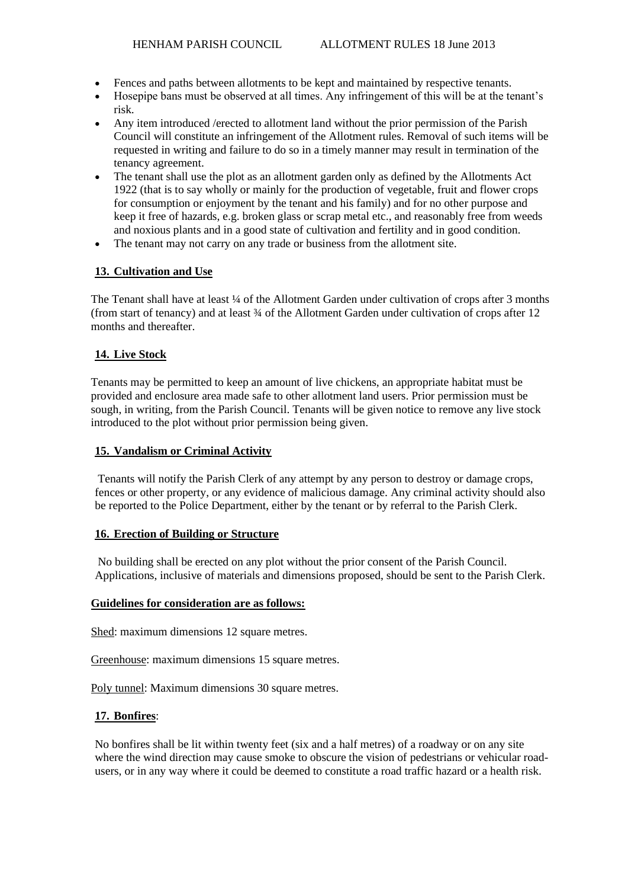- Fences and paths between allotments to be kept and maintained by respective tenants.
- Hosepipe bans must be observed at all times. Any infringement of this will be at the tenant's risk.
- Any item introduced /erected to allotment land without the prior permission of the Parish Council will constitute an infringement of the Allotment rules. Removal of such items will be requested in writing and failure to do so in a timely manner may result in termination of the tenancy agreement.
- The tenant shall use the plot as an allotment garden only as defined by the Allotments Act 1922 (that is to say wholly or mainly for the production of vegetable, fruit and flower crops for consumption or enjoyment by the tenant and his family) and for no other purpose and keep it free of hazards, e.g. broken glass or scrap metal etc., and reasonably free from weeds and noxious plants and in a good state of cultivation and fertility and in good condition.
- The tenant may not carry on any trade or business from the allotment site.

## 13. Cultivation and Use

The Tenant shall have at least ¼ of the Allotment Garden under cultivation of crops after 3 months (from start of tenancy) and at least ¾ of the Allotment Garden under cultivation of crops after 12 months and thereafter.

## 14. Live Stock

Tenants may be permitted to keep an amount of live chickens, an appropriate habitat must be provided and enclosure area made safe to other allotment land users. Prior permission must be sough, in writing, from the Parish Council. Tenants will be given notice to remove any live stock introduced to the plot without prior permission being given.

## 15. Vandalism or Criminal Activity

Tenants will notify the Parish Clerk of any attempt by any person to destroy or damage crops, fences or other property, or any evidence of malicious damage. Any criminal activity should also be reported to the Police Department, either by the tenant or by referral to the Parish Clerk.

## 16. Erection of Building or Structure

No building shall be erected on any plot without the prior consent of the Parish Council. Applications, inclusive of materials and dimensions proposed, should be sent to the Parish Clerk.

**Guidelines for consideration are as follows:**

Shed: maximum dimensions 12 square metres.

Greenhouse: maximum dimensions 15 square metres.

Poly tunnel: Maximum dimensions 30 square metres.

## 17. Bonfires:

No bonfires shall be lit within twenty feet (six and a half metres) of a roadway or on any site where the wind direction may cause smoke to obscure the vision of pedestrians or vehicular road-users, or in any way where it could be deemed to constitute a road traffic hazard or a health risk.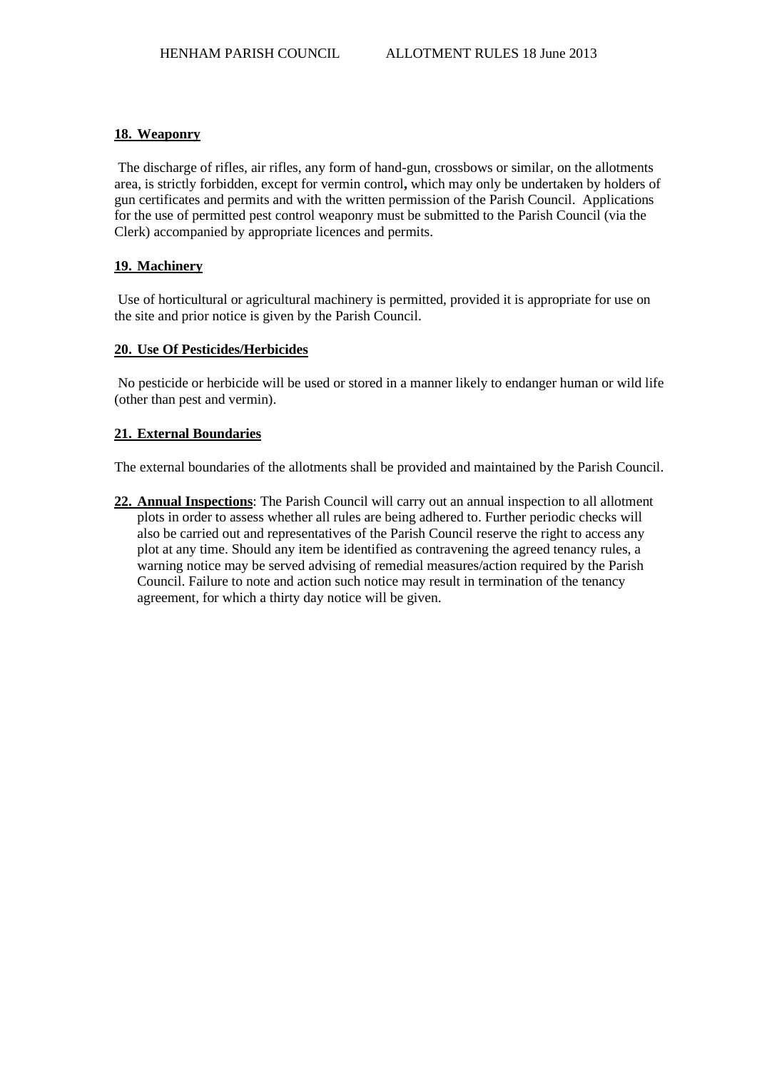## 18. Weaponry

The discharge of rifles, air rifles, any form of hand-gun, crossbows or similar, on the allotments area, is strictly forbidden, except for vermin control**,** which may only be undertaken by holders of gun certificates and permits and with the written permission of the Parish Council. Applications for the use of permitted pest control weaponry must be submitted to the Parish Council (via the Clerk) accompanied by appropriate licences and permits.

## 19. Machinery

Use of horticultural or agricultural machinery is permitted, provided it is appropriate for use on the site and prior notice is given by the Parish Council.

## 20. Use Of Pesticides/Herbicides

No pesticide or herbicide will be used or stored in a manner likely to endanger human or wild life (other than pest and vermin).

## 21. External Boundaries

The external boundaries of the allotments shall be provided and maintained by the Parish Council.

**22. Annual Inspections**: The Parish Council will carry out an annual inspection to all allotment plots in order to assess whether all rules are being adhered to. Further periodic checks will also be carried out and representatives of the Parish Council reserve the right to access any plot at any time. Should any item be identified as contravening the agreed tenancy rules, a warning notice may be served advising of remedial measures/action required by the Parish Council. Failure to note and action such notice may result in termination of the tenancy agreement, for which a thirty day notice will be given.